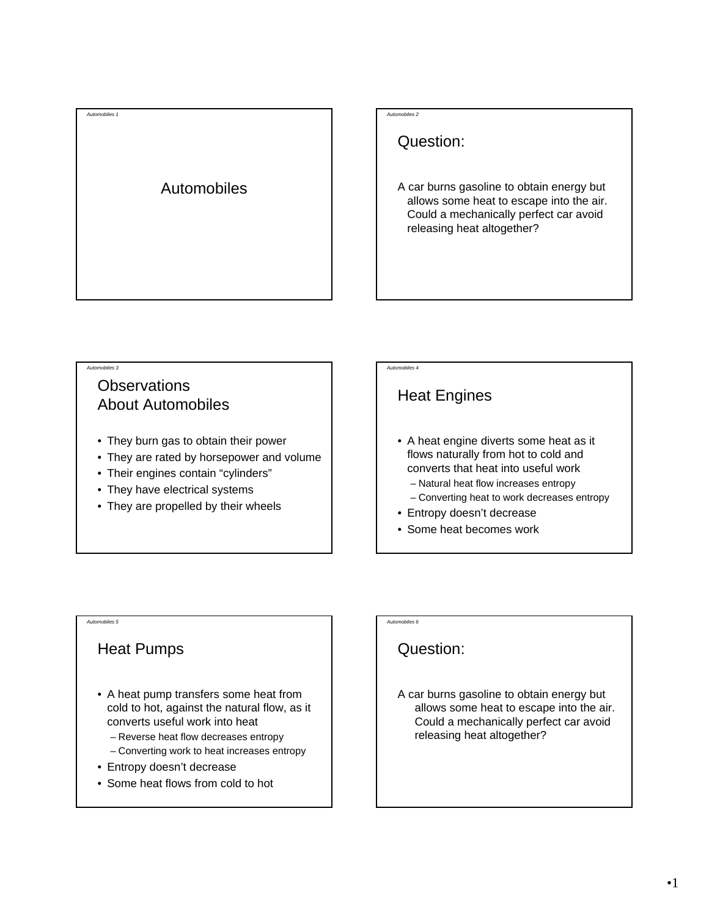# Automobiles

## Question:

A car burns gasoline to obtain energy but allows some heat to escape into the air. Could a mechanically perfect car avoid releasing heat altogether?

## Observations About Automobiles

- They burn gas to obtain their power
- They are rated by horsepower and volume
- Their engines contain "cylinders"
- They have electrical systems
- They are propelled by their wheels

## Heat Engines

- A heat engine diverts some heat as it flows naturally from hot to cold and converts that heat into useful work
  - Natural heat flow increases entropy
  - Converting heat to work decreases entropy
- Entropy doesn't decrease
- Some heat becomes work

## Heat Pumps

- A heat pump transfers some heat from cold to hot, against the natural flow, as it converts useful work into heat
  - Reverse heat flow decreases entropy
  - Converting work to heat increases entropy
- Entropy doesn't decrease
- Some heat flows from cold to hot

## Question:

A car burns gasoline to obtain energy but allows some heat to escape into the air. Could a mechanically perfect car avoid releasing heat altogether?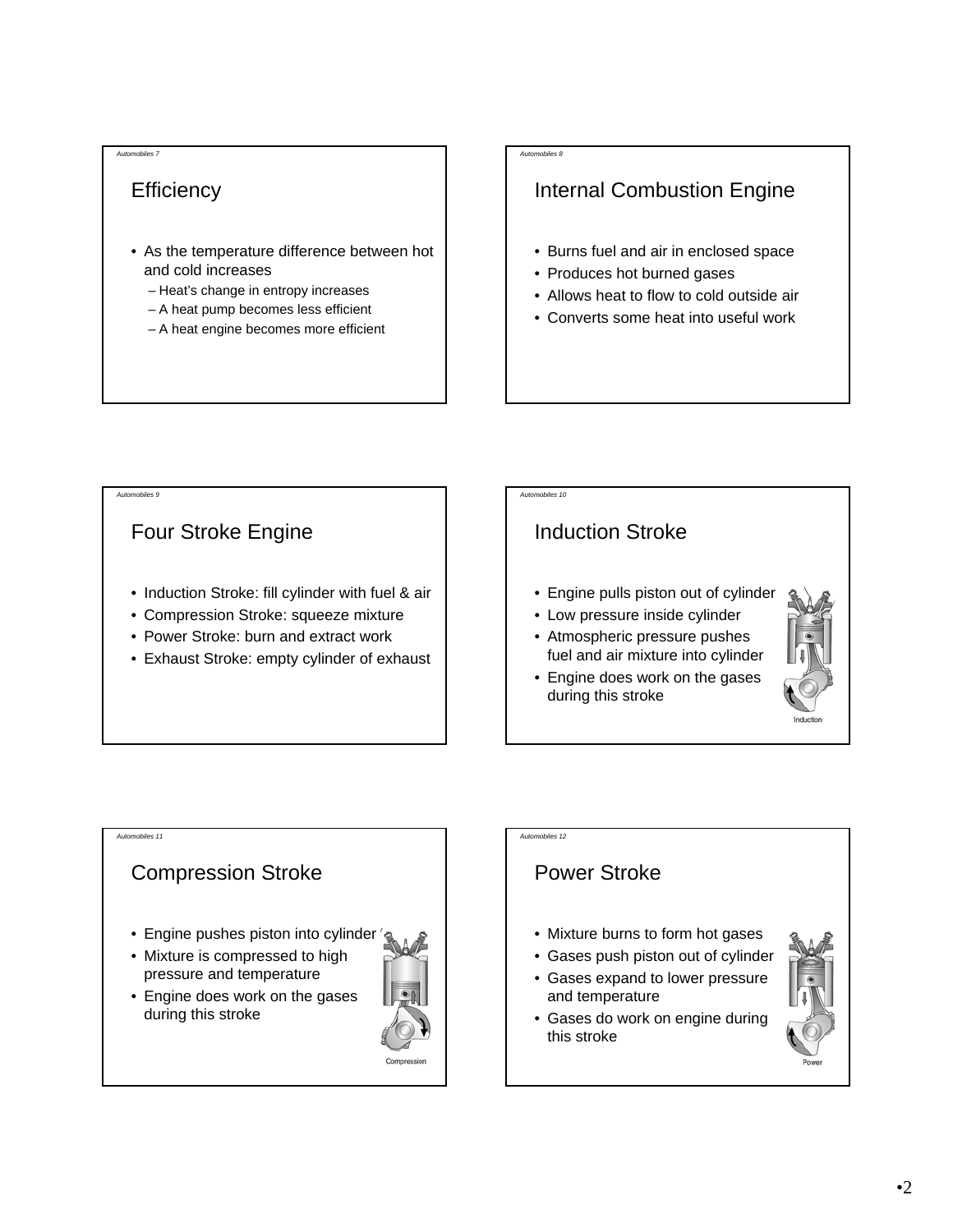## Efficiency

- As the temperature difference between hot and cold increases
  - Heat's change in entropy increases
  - A heat pump becomes less efficient
  - A heat engine becomes more efficient

## Internal Combustion Engine

- Burns fuel and air in enclosed space
- Produces hot burned gases
- Allows heat to flow to cold outside air
- Converts some heat into useful work

## Four Stroke Engine

- Induction Stroke: fill cylinder with fuel & air
- Compression Stroke: squeeze mixture
- Power Stroke: burn and extract work
- Exhaust Stroke: empty cylinder of exhaust

## Induction Stroke

- Engine pulls piston out of cylinder
- Low pressure inside cylinder
- Atmospheric pressure pushes fuel and air mixture into cylinder
- Engine does work on the gases during this stroke

Induction

## Compression Stroke

- Engine pushes piston into cylinder
- Mixture is compressed to high pressure and temperature
- Engine does work on the gases during this stroke

Compression

## Power Stroke

- Mixture burns to form hot gases
- Gases push piston out of cylinder
- Gases expand to lower pressure and temperature
- Gases do work on engine during this stroke

Power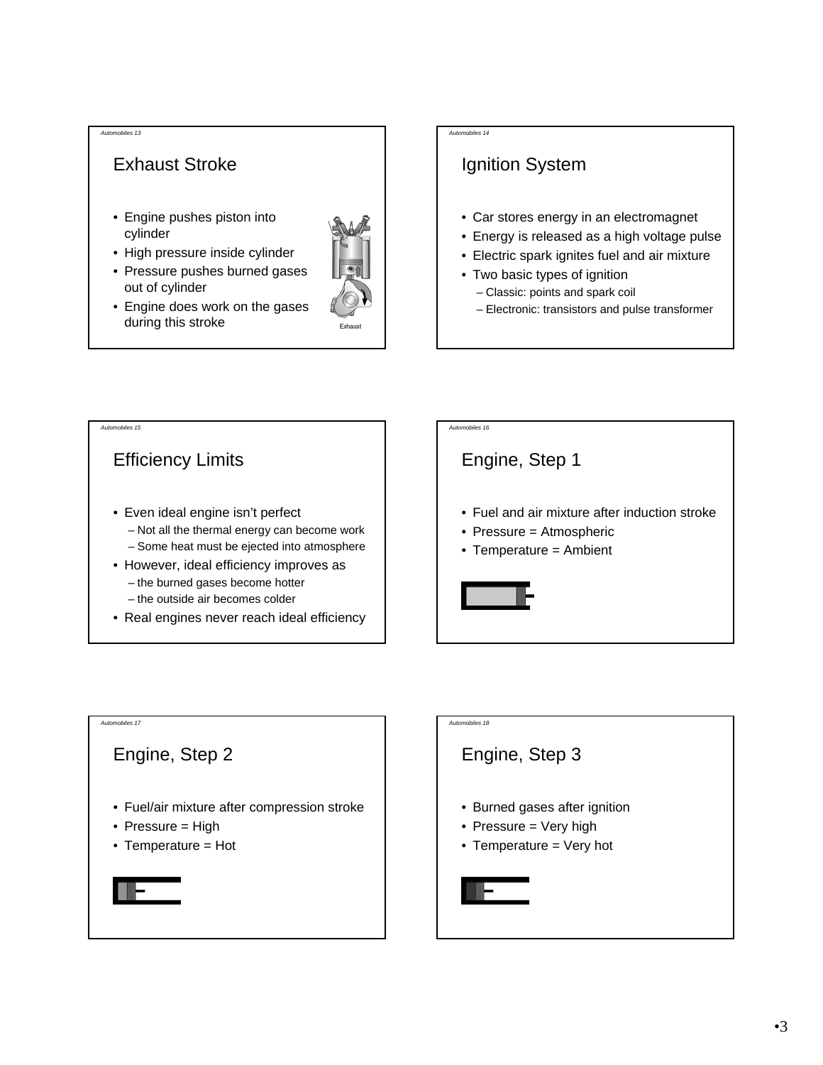## Exhaust Stroke

- Engine pushes piston into cylinder
- High pressure inside cylinder
- Pressure pushes burned gases out of cylinder
- Engine does work on the gases during this stroke

Exhaust

## Ignition System

- Car stores energy in an electromagnet
- Energy is released as a high voltage pulse
- Electric spark ignites fuel and air mixture
- Two basic types of ignition
  - Classic: points and spark coil
  - Electronic: transistors and pulse transformer

## Efficiency Limits

- Even ideal engine isn't perfect
  - Not all the thermal energy can become work
  - Some heat must be ejected into atmosphere
- However, ideal efficiency improves as
  - the burned gases become hotter
  - the outside air becomes colder
- Real engines never reach ideal efficiency

## Engine, Step 1

- Fuel and air mixture after induction stroke
- Pressure = Atmospheric
- Temperature = Ambient

## Engine, Step 2

- Fuel/air mixture after compression stroke
- Pressure = High
- Temperature = Hot

## Engine, Step 3

- Burned gases after ignition
- Pressure = Very high
- Temperature = Very hot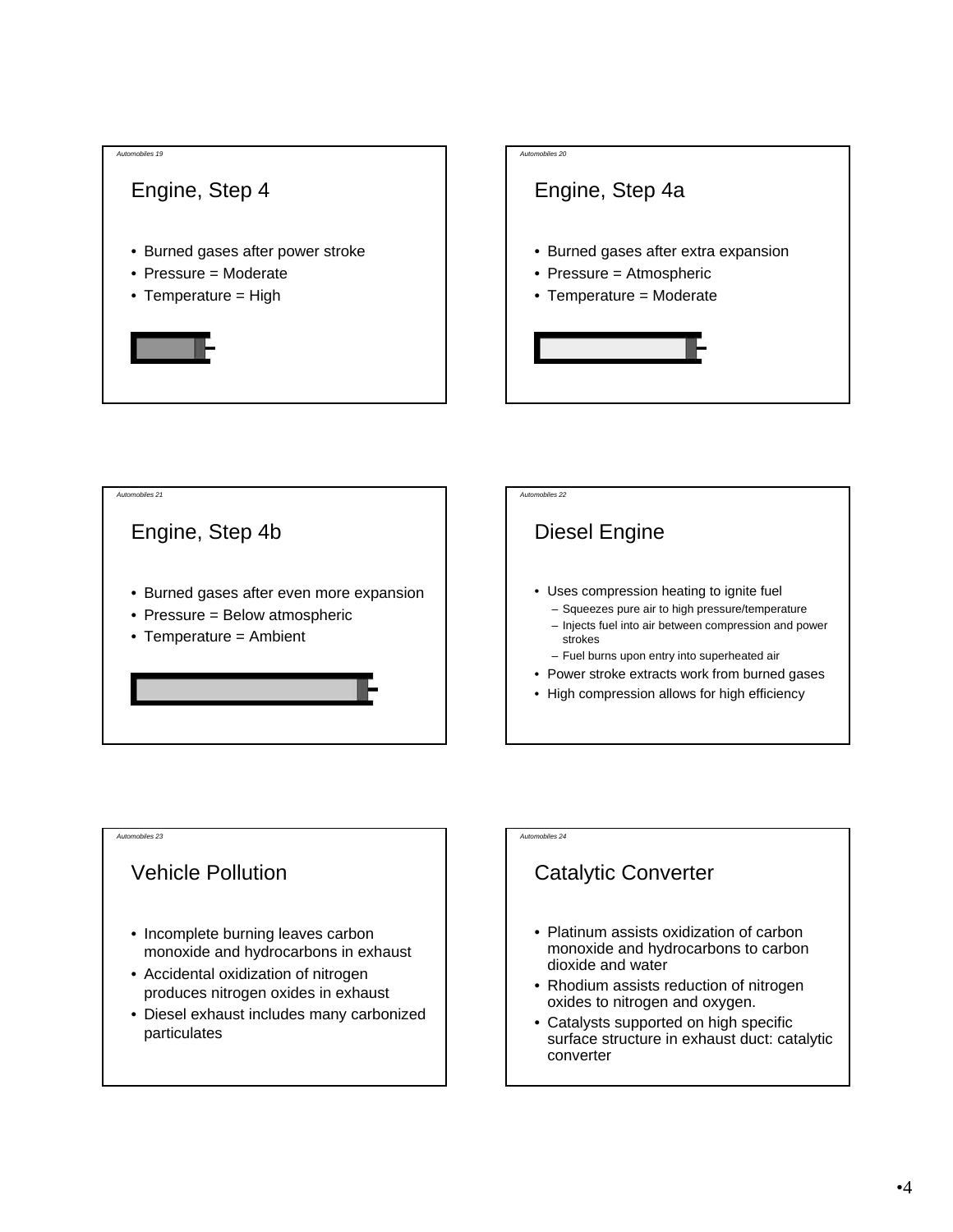## Engine, Step 4

- Burned gases after power stroke
- Pressure = Moderate
- Temperature = High

## Engine, Step 4a

- Burned gases after extra expansion
- Pressure = Atmospheric
- Temperature = Moderate

## Engine, Step 4b

- Burned gases after even more expansion
- Pressure = Below atmospheric
- Temperature = Ambient

## Diesel Engine

- Uses compression heating to ignite fuel
  - Squeezes pure air to high pressure/temperature
  - Injects fuel into air between compression and power strokes
  - Fuel burns upon entry into superheated air
- Power stroke extracts work from burned gases
- High compression allows for high efficiency

## Vehicle Pollution

- Incomplete burning leaves carbon monoxide and hydrocarbons in exhaust
- Accidental oxidization of nitrogen produces nitrogen oxides in exhaust
- Diesel exhaust includes many carbonized particulates

## Catalytic Converter

- Platinum assists oxidization of carbon monoxide and hydrocarbons to carbon dioxide and water
- Rhodium assists reduction of nitrogen oxides to nitrogen and oxygen.
- Catalysts supported on high specific surface structure in exhaust duct: catalytic converter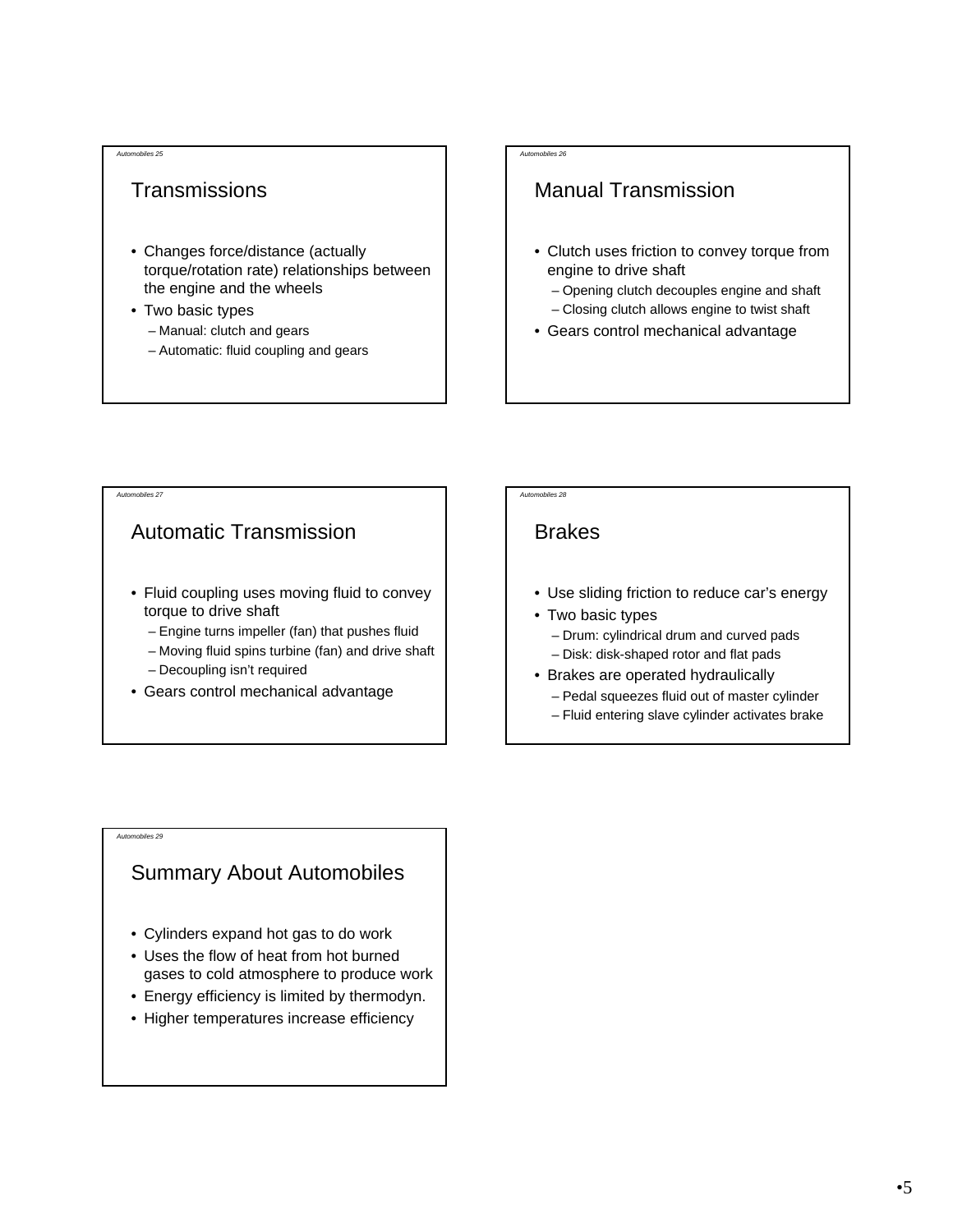## Transmissions

- Changes force/distance (actually torque/rotation rate) relationships between the engine and the wheels
- Two basic types
  - Manual: clutch and gears
  - Automatic: fluid coupling and gears

## Manual Transmission

- Clutch uses friction to convey torque from engine to drive shaft
  - Opening clutch decouples engine and shaft
  - Closing clutch allows engine to twist shaft
- Gears control mechanical advantage

## Automatic Transmission

- Fluid coupling uses moving fluid to convey torque to drive shaft
  - Engine turns impeller (fan) that pushes fluid
  - Moving fluid spins turbine (fan) and drive shaft
  - Decoupling isn't required
- Gears control mechanical advantage

## Brakes

- Use sliding friction to reduce car's energy
- Two basic types
  - Drum: cylindrical drum and curved pads
  - Disk: disk-shaped rotor and flat pads
- Brakes are operated hydraulically
  - Pedal squeezes fluid out of master cylinder
  - Fluid entering slave cylinder activates brake

## Summary About Automobiles

- Cylinders expand hot gas to do work
- Uses the flow of heat from hot burned gases to cold atmosphere to produce work
- Energy efficiency is limited by thermodyn.
- Higher temperatures increase efficiency